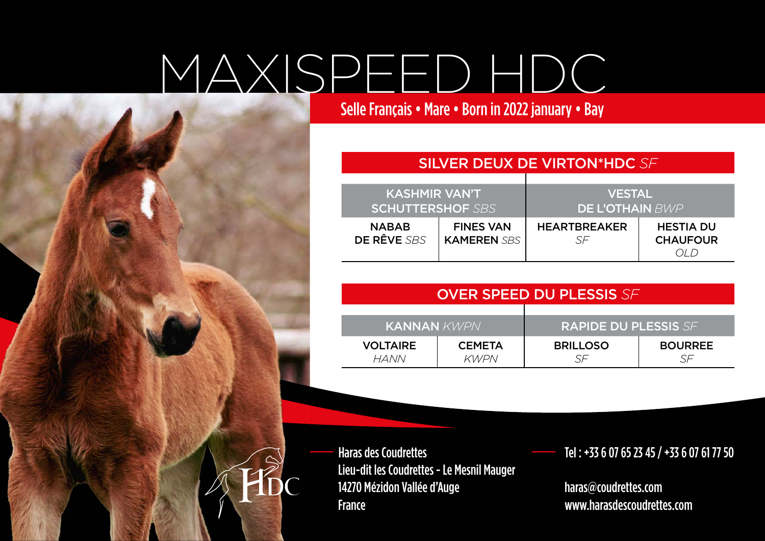# MAXISPEED HDC

**Selle Français • Mare • Born in 2022 january • Bay**

| SILVER DEUX DE VIRTON*HDC *SF* | | | |
|---|---|---|---|
| KASHMIR VAN'T SCHUTTERSHOF *SBS* | | VESTAL DE L'OTHAIN *BWP* | |
| NABAB DE RÊVE *SBS* | FINES VAN KAMEREN *SBS* | HEARTBREAKER *SF* | HESTIA DU CHAUFOUR *OLD* |

| OVER SPEED DU PLESSIS *SF* | | | |
|---|---|---|---|
| KANNAN *KWPN* | | RAPIDE DU PLESSIS *SF* | |
| VOLTAIRE *HANN* | CEMETA *KWPN* | BRILLOSO *SF* | BOURREE *SF* |

HDC

Haras des Coudrettes
Lieu-dit les Coudrettes - Le Mesnil Mauger
14270 Mézidon Vallée d'Auge
France

Tel : +33 6 07 65 23 45 / +33 6 07 61 77 50

haras@coudrettes.com
www.harasdescoudrettes.com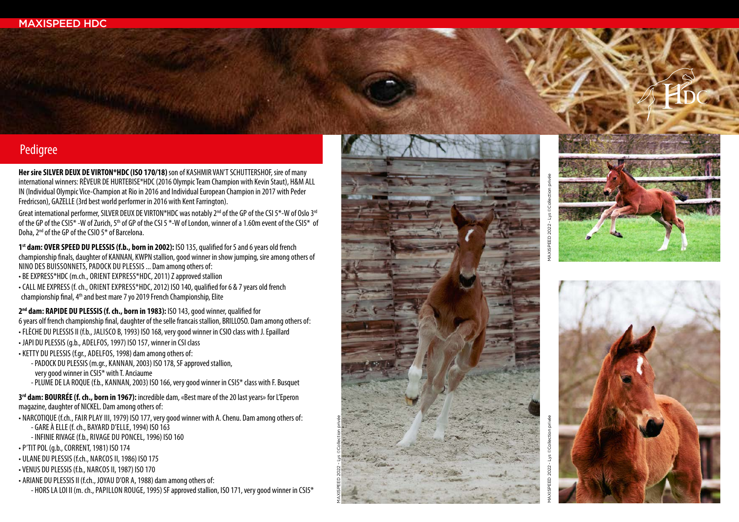# MAXISPEED HDC

## Pedigree

**Her sire SILVER DEUX DE VIRTON*HDC (ISO 170/18)** son of KASHMIR VAN'T SCHUTTERSHOF, sire of many international winners: RÊVEUR DE HURTEBISE*HDC (2016 Olympic Team Champion with Kevin Staut), H&M ALL IN (Individual Olympic Vice-Champion at Rio in 2016 and Individual European Champion in 2017 with Peder Fredricson), GAZELLE (3rd best world performer in 2016 with Kent Farrington).

Great international performer, SILVER DEUX DE VIRTON*HDC was notably 2nd of the GP of the CSI 5*-W of Oslo 3rd of the GP of the CSI5* -W of Zurich, 5th of GP of the CSI 5 *-W of London, winner of a 1.60m event of the CSI5* of Doha, 2nd of the GP of the CSIO 5* of Barcelona.

**1st dam: OVER SPEED DU PLESSIS (f.b., born in 2002):** ISO 135, qualified for 5 and 6 years old french championship finals, daughter of KANNAN, KWPN stallion, good winner in show jumping, sire among others of NINO DES BUISSONNETS, PADOCK DU PLESSIS ... Dam among others of:

- BE EXPRESS*HDC (m.ch., ORIENT EXPRESS*HDC, 2011) Z approved stallion
- CALL ME EXPRESS (f. ch., ORIENT EXPRESS*HDC, 2012) ISO 140, qualified for 6 & 7 years old french championship final, 4th and best mare 7 yo 2019 French Championship, Elite

**2nd dam: RAPIDE DU PLESSIS (f. ch., born in 1983):** ISO 143, good winner, qualified for 6 years olf french championship final, daughter of the selle francais stallion, BRILLOSO. Dam among others of:

- FLÈCHE DU PLESSIS II (f.b., JALISCO B, 1993) ISO 168, very good winner in CSIO class with J. Epaillard
- JAPI DU PLESSIS (g.b., ADELFOS, 1997) ISO 157, winner in CSI class
- KETTY DU PLESSIS (f.gr., ADELFOS, 1998) dam among others of:
  - PADOCK DU PLESSIS (m.gr., KANNAN, 2003) ISO 178, SF approved stallion, very good winner in CSI5* with T. Anciaume
  - PLUME DE LA ROQUE (f.b., KANNAN, 2003) ISO 166, very good winner in CSI5* class with F. Busquet

**3rd dam: BOURRÉE (f. ch., born in 1967):** incredible dam, «Best mare of the 20 last years» for L'Eperon magazine, daughter of NICKEL. Dam among others of:

- NARCOTIQUE (f.ch., FAIR PLAY III, 1979) ISO 177, very good winner with A. Chenu. Dam among others of:
  - GARE À ELLE (f. ch., BAYARD D'ELLE, 1994) ISO 163
  - INFINIE RIVAGE (f.b., RIVAGE DU PONCEL, 1996) ISO 160
- P'TIT POL (g.b., CORRENT, 1981) ISO 174
- ULANE DU PLESSIS (f.ch., NARCOS II, 1986) ISO 175
- VENUS DU PLESSIS (f.b., NARCOS II, 1987) ISO 170
- ARIANE DU PLESSIS II (f.ch., JOYAU D'OR A, 1988) dam among others of:
  - HORS LA LOI II (m. ch., PAPILLON ROUGE, 1995) SF approved stallion, ISO 171, very good winner in CSI5*

MAXISPEED 2022 - Lys ©Collection privée

MAXISPEED 2022 - Lys ©Collection privée

MAXISPEED 2022 - Lys ©Collection privée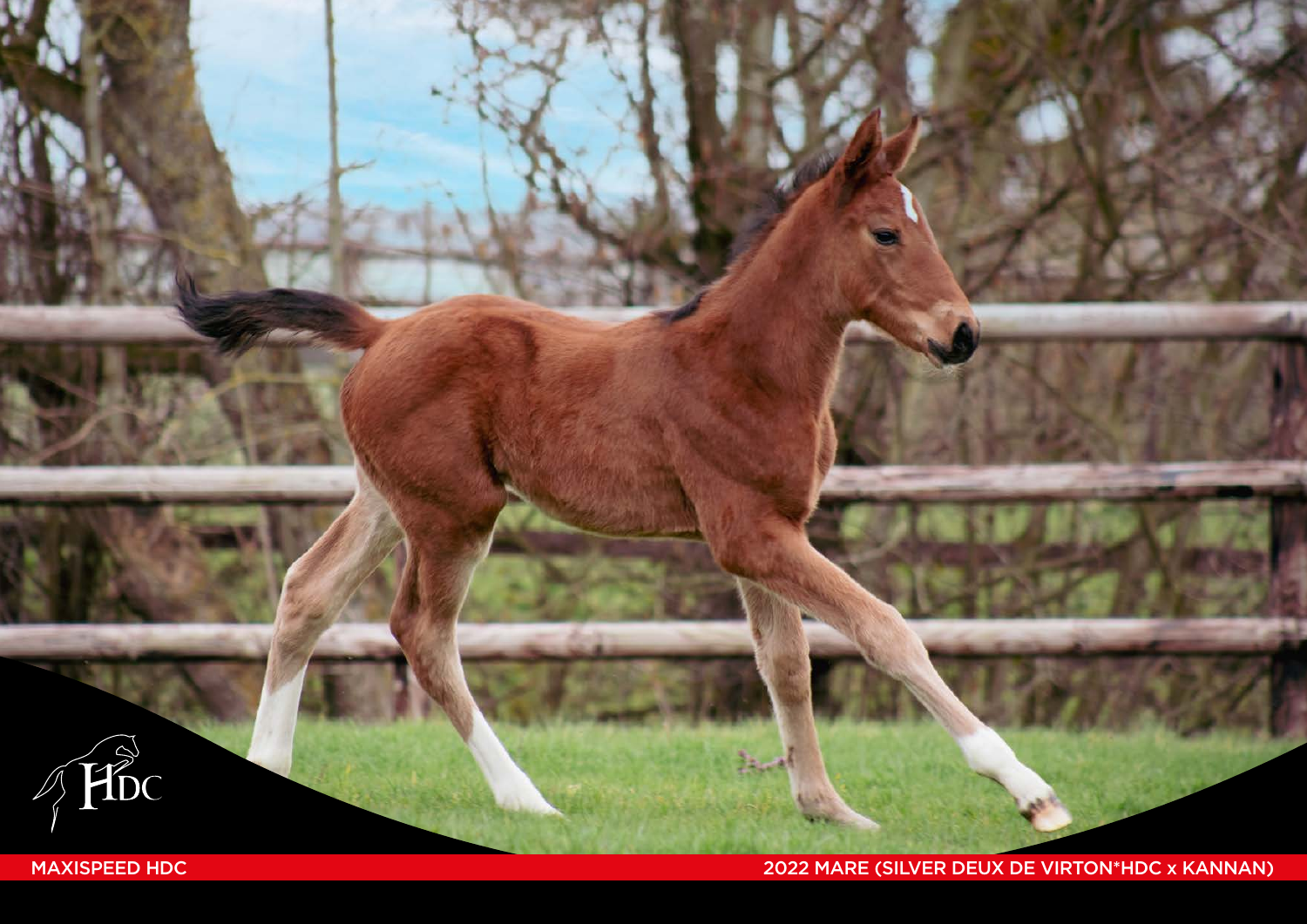MAXISPEED HDC

2022 MARE (SILVER DEUX DE VIRTON*HDC x KANNAN)